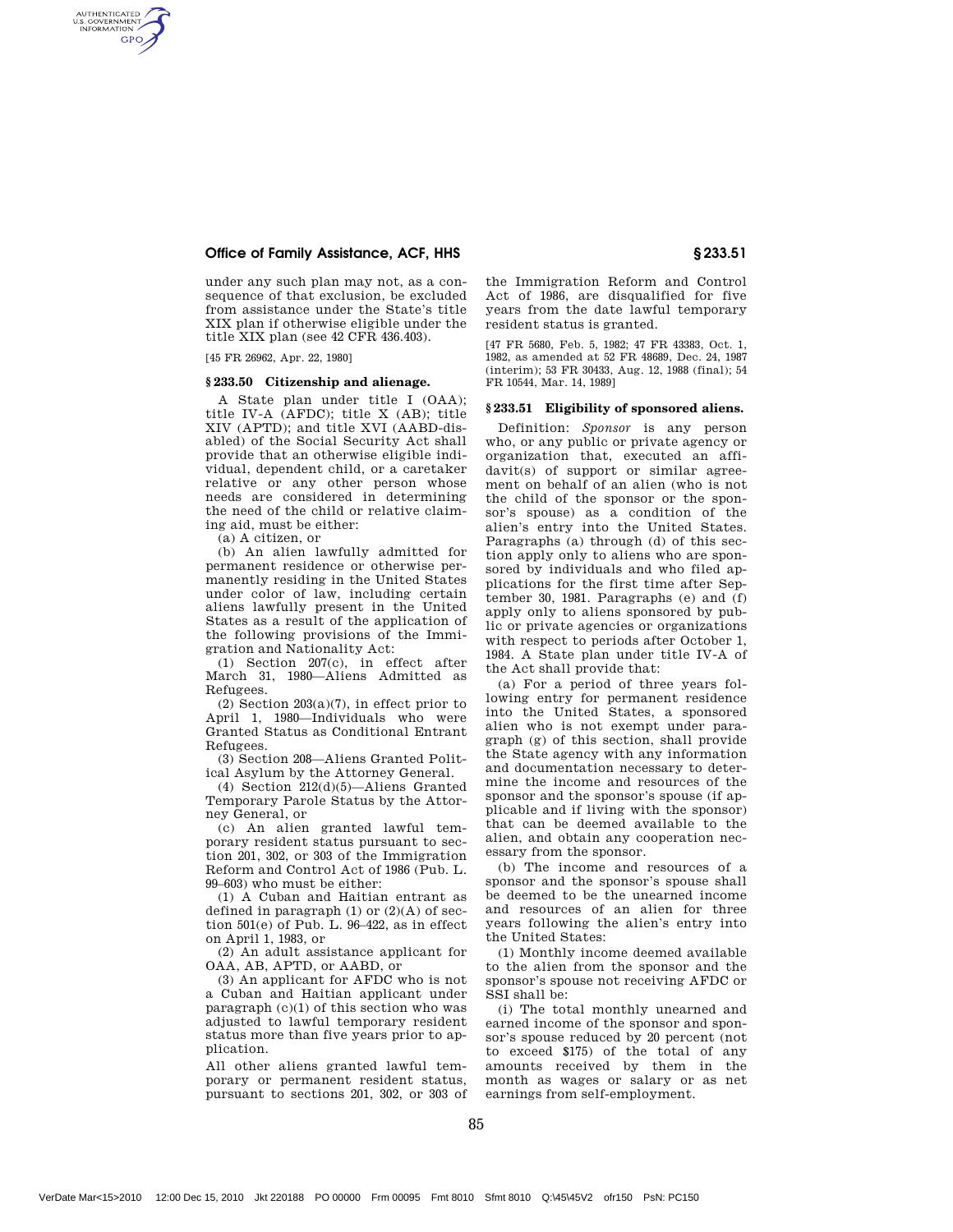under any such plan may not, as a consequence of that exclusion, be excluded from assistance under the State's title XIX plan if otherwise eligible under the title XIX plan (see 42 CFR 436.403).

[45 FR 26962, Apr. 22, 1980]

## § 233.50 Citizenship and alienage.

A State plan under title I (OAA); title IV-A (AFDC); title X (AB); title XIV (APTD); and title XVI (AABD-disabled) of the Social Security Act shall provide that an otherwise eligible individual, dependent child, or a caretaker relative or any other person whose needs are considered in determining the need of the child or relative claiming aid, must be either:

(a) A citizen, or

(b) An alien lawfully admitted for permanent residence or otherwise permanently residing in the United States under color of law, including certain aliens lawfully present in the United States as a result of the application of the following provisions of the Immigration and Nationality Act:

(1) Section 207(c), in effect after March 31, 1980—Aliens Admitted as Refugees.

(2) Section 203(a)(7), in effect prior to April 1, 1980—Individuals who were Granted Status as Conditional Entrant Refugees.

(3) Section 208—Aliens Granted Political Asylum by the Attorney General.

(4) Section 212(d)(5)—Aliens Granted Temporary Parole Status by the Attorney General, or

(c) An alien granted lawful temporary resident status pursuant to section 201, 302, or 303 of the Immigration Reform and Control Act of 1986 (Pub. L. 99–603) who must be either:

(1) A Cuban and Haitian entrant as defined in paragraph (1) or (2)(A) of section 501(e) of Pub. L. 96–422, as in effect on April 1, 1983, or

(2) An adult assistance applicant for OAA, AB, APTD, or AABD, or

(3) An applicant for AFDC who is not a Cuban and Haitian applicant under paragraph (c)(1) of this section who was adjusted to lawful temporary resident status more than five years prior to application.

All other aliens granted lawful temporary or permanent resident status, pursuant to sections 201, 302, or 303 of the Immigration Reform and Control Act of 1986, are disqualified for five years from the date lawful temporary resident status is granted.

[47 FR 5680, Feb. 5, 1982; 47 FR 43383, Oct. 1, 1982, as amended at 52 FR 48689, Dec. 24, 1987 (interim); 53 FR 30433, Aug. 12, 1988 (final); 54 FR 10544, Mar. 14, 1989]

## § 233.51 Eligibility of sponsored aliens.

Definition: *Sponsor* is any person who, or any public or private agency or organization that, executed an affidavit(s) of support or similar agreement on behalf of an alien (who is not the child of the sponsor or the sponsor's spouse) as a condition of the alien's entry into the United States. Paragraphs (a) through (d) of this section apply only to aliens who are sponsored by individuals and who filed applications for the first time after September 30, 1981. Paragraphs (e) and (f) apply only to aliens sponsored by public or private agencies or organizations with respect to periods after October 1, 1984. A State plan under title IV-A of the Act shall provide that:

(a) For a period of three years following entry for permanent residence into the United States, a sponsored alien who is not exempt under paragraph (g) of this section, shall provide the State agency with any information and documentation necessary to determine the income and resources of the sponsor and the sponsor's spouse (if applicable and if living with the sponsor) that can be deemed available to the alien, and obtain any cooperation necessary from the sponsor.

(b) The income and resources of a sponsor and the sponsor's spouse shall be deemed to be the unearned income and resources of an alien for three years following the alien's entry into the United States:

(1) Monthly income deemed available to the alien from the sponsor and the sponsor's spouse not receiving AFDC or SSI shall be:

(i) The total monthly unearned and earned income of the sponsor and sponsor's spouse reduced by 20 percent (not to exceed $175) of the total of any amounts received by them in the month as wages or salary or as net earnings from self-employment.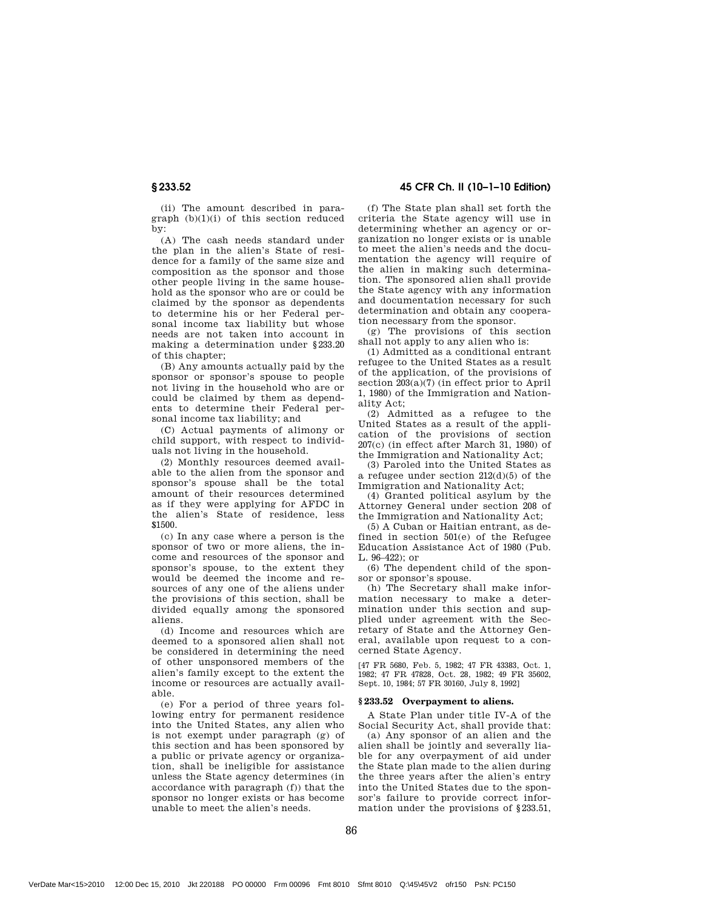(ii) The amount described in paragraph (b)(1)(i) of this section reduced by:

(A) The cash needs standard under the plan in the alien's State of residence for a family of the same size and composition as the sponsor and those other people living in the same household as the sponsor who are or could be claimed by the sponsor as dependents to determine his or her Federal personal income tax liability but whose needs are not taken into account in making a determination under §233.20 of this chapter;

(B) Any amounts actually paid by the sponsor or sponsor's spouse to people not living in the household who are or could be claimed by them as dependents to determine their Federal personal income tax liability; and

(C) Actual payments of alimony or child support, with respect to individuals not living in the household.

(2) Monthly resources deemed available to the alien from the sponsor and sponsor's spouse shall be the total amount of their resources determined as if they were applying for AFDC in the alien's State of residence, less $1500.

(c) In any case where a person is the sponsor of two or more aliens, the income and resources of the sponsor and sponsor's spouse, to the extent they would be deemed the income and resources of any one of the aliens under the provisions of this section, shall be divided equally among the sponsored aliens.

(d) Income and resources which are deemed to a sponsored alien shall not be considered in determining the need of other unsponsored members of the alien's family except to the extent the income or resources are actually available.

(e) For a period of three years following entry for permanent residence into the United States, any alien who is not exempt under paragraph (g) of this section and has been sponsored by a public or private agency or organization, shall be ineligible for assistance unless the State agency determines (in accordance with paragraph (f)) that the sponsor no longer exists or has become unable to meet the alien's needs.

(f) The State plan shall set forth the criteria the State agency will use in determining whether an agency or organization no longer exists or is unable to meet the alien's needs and the documentation the agency will require of the alien in making such determination. The sponsored alien shall provide the State agency with any information and documentation necessary for such determination and obtain any cooperation necessary from the sponsor.

(g) The provisions of this section shall not apply to any alien who is:

(1) Admitted as a conditional entrant refugee to the United States as a result of the application, of the provisions of section 203(a)(7) (in effect prior to April 1, 1980) of the Immigration and Nationality Act;

(2) Admitted as a refugee to the United States as a result of the application of the provisions of section 207(c) (in effect after March 31, 1980) of the Immigration and Nationality Act;

(3) Paroled into the United States as a refugee under section 212(d)(5) of the Immigration and Nationality Act;

(4) Granted political asylum by the Attorney General under section 208 of the Immigration and Nationality Act;

(5) A Cuban or Haitian entrant, as defined in section 501(e) of the Refugee Education Assistance Act of 1980 (Pub. L. 96–422); or

(6) The dependent child of the sponsor or sponsor's spouse.

(h) The Secretary shall make information necessary to make a determination under this section and supplied under agreement with the Secretary of State and the Attorney General, available upon request to a concerned State Agency.

[47 FR 5680, Feb. 5, 1982; 47 FR 43383, Oct. 1, 1982; 47 FR 47828, Oct. 28, 1982; 49 FR 35602, Sept. 10, 1984; 57 FR 30160, July 8, 1992]

### §233.52 Overpayment to aliens.

A State Plan under title IV-A of the Social Security Act, shall provide that:

(a) Any sponsor of an alien and the alien shall be jointly and severally liable for any overpayment of aid under the State plan made to the alien during the three years after the alien's entry into the United States due to the sponsor's failure to provide correct information under the provisions of §233.51,